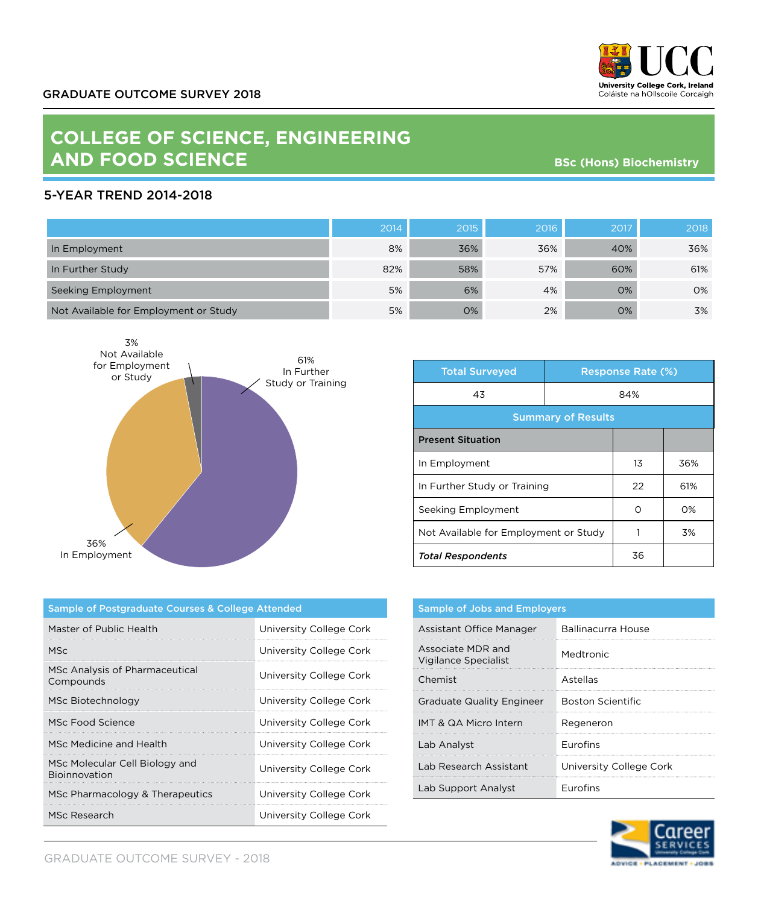GRADUATE OUTCOME SURVEY 2018

University College Cork, Ireland
Coláiste na hOllscoile Corcaigh

# COLLEGE OF SCIENCE, ENGINEERING AND FOOD SCIENCE

**BSc (Hons) Biochemistry**

## 5-YEAR TREND 2014-2018

| | 2014 | 2015 | 2016 | 2017 | 2018 |
|---|---|---|---|---|---|
| In Employment | 8% | 36% | 36% | 40% | 36% |
| In Further Study | 82% | 58% | 57% | 60% | 61% |
| Seeking Employment | 5% | 6% | 4% | 0% | 0% |
| Not Available for Employment or Study | 5% | 0% | 2% | 0% | 3% |

3% Not Available for Employment or Study

61% In Further Study or Training

36% In Employment

| Total Surveyed | Response Rate (%) |
|---|---|
| 43 | 84% |

**Summary of Results**

| Present Situation | | |
|---|---|---|
| In Employment | 13 | 36% |
| In Further Study or Training | 22 | 61% |
| Seeking Employment | 0 | 0% |
| Not Available for Employment or Study | 1 | 3% |
| ***Total Respondents*** | 36 | |

| Sample of Postgraduate Courses & College Attended | |
|---|---|
| Master of Public Health | University College Cork |
| MSc | University College Cork |
| MSc Analysis of Pharmaceutical Compounds | University College Cork |
| MSc Biotechnology | University College Cork |
| MSc Food Science | University College Cork |
| MSc Medicine and Health | University College Cork |
| MSc Molecular Cell Biology and Bioinnovation | University College Cork |
| MSc Pharmacology & Therapeutics | University College Cork |
| MSc Research | University College Cork |

| Sample of Jobs and Employers | |
|---|---|
| Assistant Office Manager | Ballinacurra House |
| Associate MDR and Vigilance Specialist | Medtronic |
| Chemist | Astellas |
| Graduate Quality Engineer | Boston Scientific |
| IMT & QA Micro Intern | Regeneron |
| Lab Analyst | Eurofins |
| Lab Research Assistant | University College Cork |
| Lab Support Analyst | Eurofins |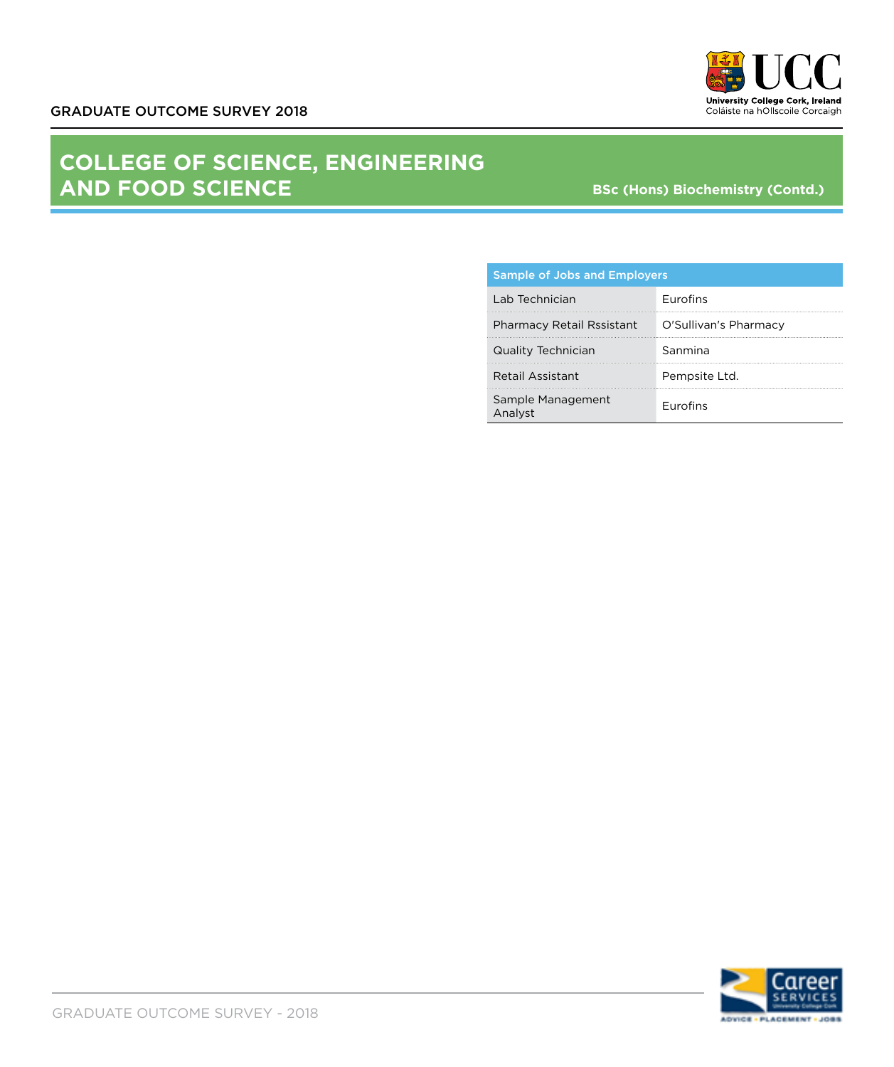# COLLEGE OF SCIENCE, ENGINEERING AND FOOD SCIENCE

## BSc (Hons) Biochemistry (Contd.)

| Sample of Jobs and Employers | |
|---|---|
| Lab Technician | Eurofins |
| Pharmacy Retail Rssistant | O'Sullivan's Pharmacy |
| Quality Technician | Sanmina |
| Retail Assistant | Pempsite Ltd. |
| Sample Management Analyst | Eurofins |